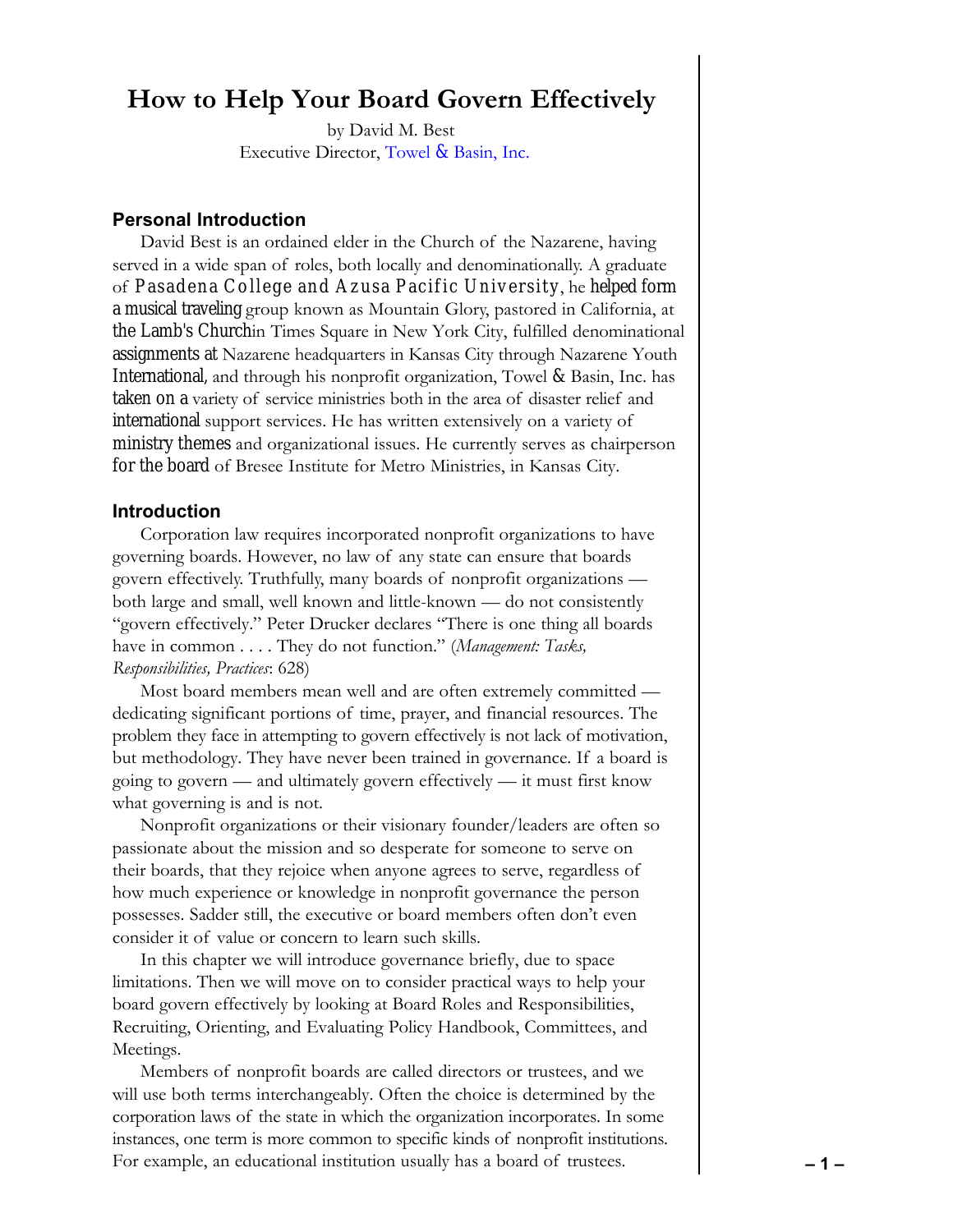# How to Help Your Board Govern Effectively

by David M. Best
Executive Director, Towel & Basin, Inc.

## Personal Introduction

David Best is an ordained elder in the Church of the Nazarene, having served in a wide span of roles, both locally and denominationally. A graduate of Pasadena College and Azusa Pacific University, he helped form a musical traveling group known as Mountain Glory, pastored in California, at the Lamb's Church in Times Square in New York City, fulfilled denominational assignments at Nazarene headquarters in Kansas City through Nazarene Youth International, and through his nonprofit organization, Towel & Basin, Inc. has taken on a variety of service ministries both in the area of disaster relief and international support services. He has written extensively on a variety of ministry themes and organizational issues. He currently serves as chairperson for the board of Bresee Institute for Metro Ministries, in Kansas City.

## Introduction

Corporation law requires incorporated nonprofit organizations to have governing boards. However, no law of any state can ensure that boards govern effectively. Truthfully, many boards of nonprofit organizations — both large and small, well known and little-known — do not consistently "govern effectively." Peter Drucker declares "There is one thing all boards have in common . . . . They do not function." (*Management: Tasks, Responsibilities, Practices*: 628)

Most board members mean well and are often extremely committed — dedicating significant portions of time, prayer, and financial resources. The problem they face in attempting to govern effectively is not lack of motivation, but methodology. They have never been trained in governance. If a board is going to govern — and ultimately govern effectively — it must first know what governing is and is not.

Nonprofit organizations or their visionary founder/leaders are often so passionate about the mission and so desperate for someone to serve on their boards, that they rejoice when anyone agrees to serve, regardless of how much experience or knowledge in nonprofit governance the person possesses. Sadder still, the executive or board members often don't even consider it of value or concern to learn such skills.

In this chapter we will introduce governance briefly, due to space limitations. Then we will move on to consider practical ways to help your board govern effectively by looking at Board Roles and Responsibilities, Recruiting, Orienting, and Evaluating Policy Handbook, Committees, and Meetings.

Members of nonprofit boards are called directors or trustees, and we will use both terms interchangeably. Often the choice is determined by the corporation laws of the state in which the organization incorporates. In some instances, one term is more common to specific kinds of nonprofit institutions. For example, an educational institution usually has a board of trustees.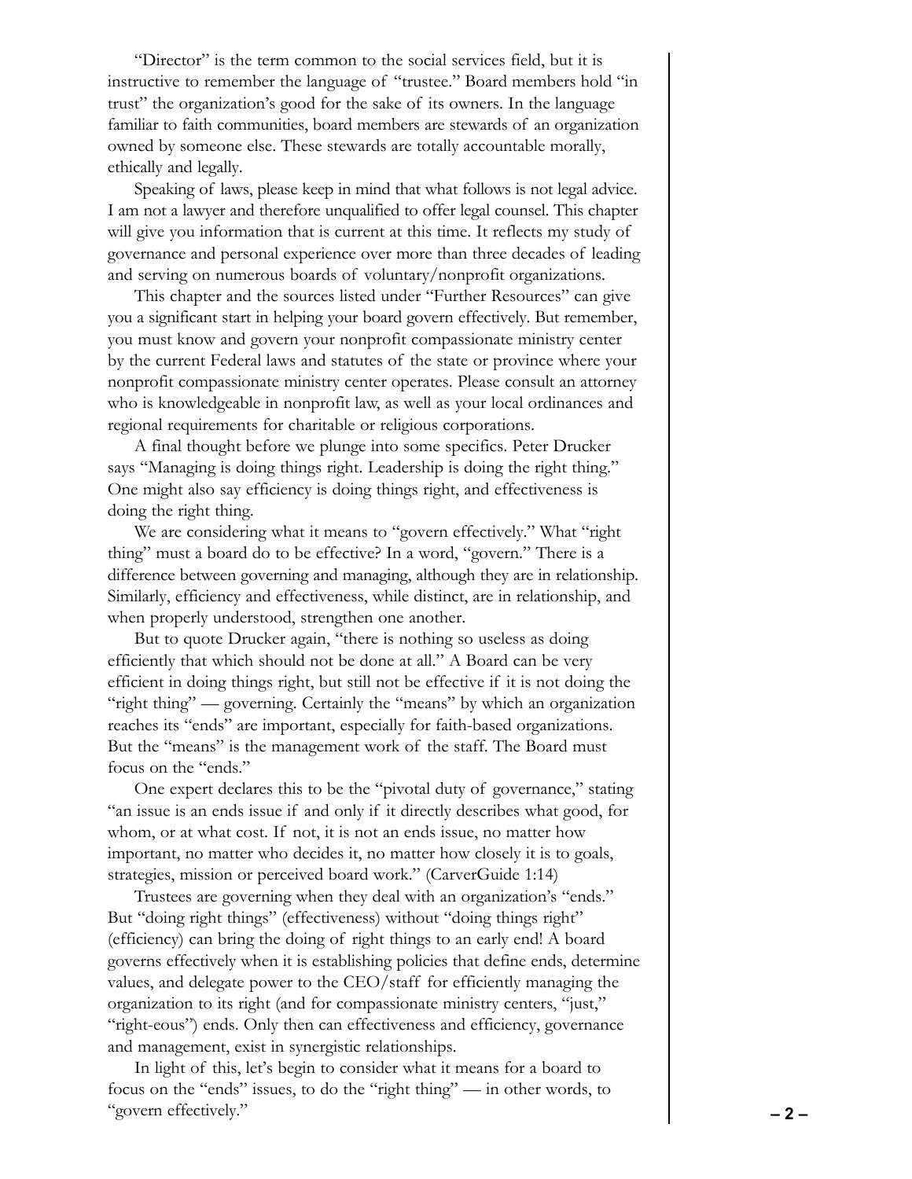"Director" is the term common to the social services field, but it is instructive to remember the language of "trustee." Board members hold "in trust" the organization's good for the sake of its owners. In the language familiar to faith communities, board members are stewards of an organization owned by someone else. These stewards are totally accountable morally, ethically and legally.

Speaking of laws, please keep in mind that what follows is not legal advice. I am not a lawyer and therefore unqualified to offer legal counsel. This chapter will give you information that is current at this time. It reflects my study of governance and personal experience over more than three decades of leading and serving on numerous boards of voluntary/nonprofit organizations.

This chapter and the sources listed under "Further Resources" can give you a significant start in helping your board govern effectively. But remember, you must know and govern your nonprofit compassionate ministry center by the current Federal laws and statutes of the state or province where your nonprofit compassionate ministry center operates. Please consult an attorney who is knowledgeable in nonprofit law, as well as your local ordinances and regional requirements for charitable or religious corporations.

A final thought before we plunge into some specifics. Peter Drucker says "Managing is doing things right. Leadership is doing the right thing." One might also say efficiency is doing things right, and effectiveness is doing the right thing.

We are considering what it means to "govern effectively." What "right thing" must a board do to be effective? In a word, "govern." There is a difference between governing and managing, although they are in relationship. Similarly, efficiency and effectiveness, while distinct, are in relationship, and when properly understood, strengthen one another.

But to quote Drucker again, "there is nothing so useless as doing efficiently that which should not be done at all." A Board can be very efficient in doing things right, but still not be effective if it is not doing the "right thing" — governing. Certainly the "means" by which an organization reaches its "ends" are important, especially for faith-based organizations. But the "means" is the management work of the staff. The Board must focus on the "ends."

One expert declares this to be the "pivotal duty of governance," stating "an issue is an ends issue if and only if it directly describes what good, for whom, or at what cost. If not, it is not an ends issue, no matter how important, no matter who decides it, no matter how closely it is to goals, strategies, mission or perceived board work." (CarverGuide 1:14)

Trustees are governing when they deal with an organization's "ends." But "doing right things" (effectiveness) without "doing things right" (efficiency) can bring the doing of right things to an early end! A board governs effectively when it is establishing policies that define ends, determine values, and delegate power to the CEO/staff for efficiently managing the organization to its right (and for compassionate ministry centers, "just," "right-eous") ends. Only then can effectiveness and efficiency, governance and management, exist in synergistic relationships.

In light of this, let's begin to consider what it means for a board to focus on the "ends" issues, to do the "right thing" — in other words, to "govern effectively."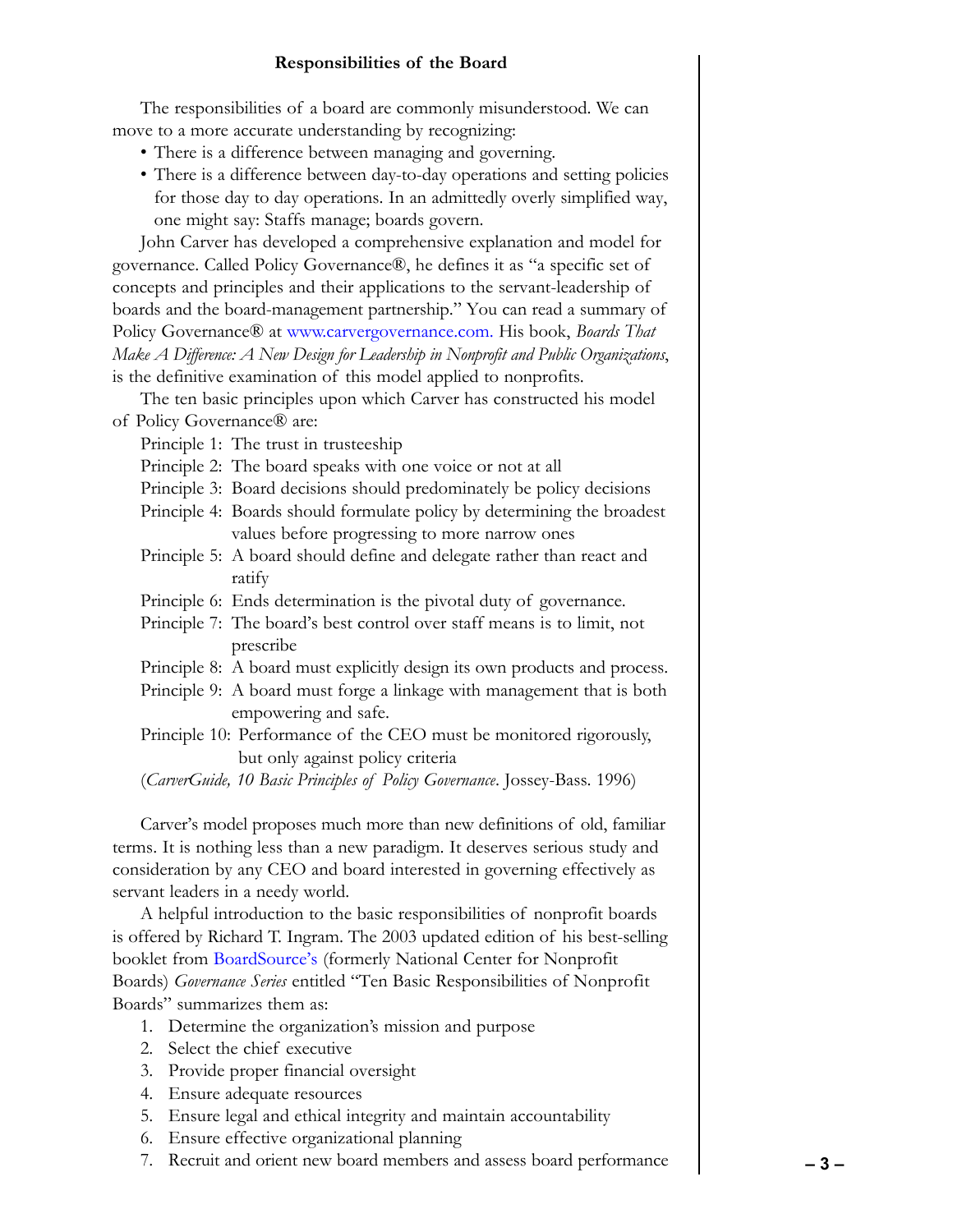**Responsibilities of the Board**

The responsibilities of a board are commonly misunderstood. We can move to a more accurate understanding by recognizing:

- There is a difference between managing and governing.
- There is a difference between day-to-day operations and setting policies for those day to day operations. In an admittedly overly simplified way, one might say: Staffs manage; boards govern.

John Carver has developed a comprehensive explanation and model for governance. Called Policy Governance®, he defines it as "a specific set of concepts and principles and their applications to the servant-leadership of boards and the board-management partnership." You can read a summary of Policy Governance® at www.carvergovernance.com. His book, *Boards That Make A Difference: A New Design for Leadership in Nonprofit and Public Organizations*, is the definitive examination of this model applied to nonprofits.

The ten basic principles upon which Carver has constructed his model of Policy Governance® are:

Principle 1: The trust in trusteeship
Principle 2: The board speaks with one voice or not at all
Principle 3: Board decisions should predominately be policy decisions
Principle 4: Boards should formulate policy by determining the broadest values before progressing to more narrow ones
Principle 5: A board should define and delegate rather than react and ratify
Principle 6: Ends determination is the pivotal duty of governance.
Principle 7: The board's best control over staff means is to limit, not prescribe
Principle 8: A board must explicitly design its own products and process.
Principle 9: A board must forge a linkage with management that is both empowering and safe.
Principle 10: Performance of the CEO must be monitored rigorously, but only against policy criteria

(*CarverGuide, 10 Basic Principles of Policy Governance*. Jossey-Bass. 1996)

Carver's model proposes much more than new definitions of old, familiar terms. It is nothing less than a new paradigm. It deserves serious study and consideration by any CEO and board interested in governing effectively as servant leaders in a needy world.

A helpful introduction to the basic responsibilities of nonprofit boards is offered by Richard T. Ingram. The 2003 updated edition of his best-selling booklet from BoardSource's (formerly National Center for Nonprofit Boards) *Governance Series* entitled "Ten Basic Responsibilities of Nonprofit Boards" summarizes them as:

1. Determine the organization's mission and purpose
2. Select the chief executive
3. Provide proper financial oversight
4. Ensure adequate resources
5. Ensure legal and ethical integrity and maintain accountability
6. Ensure effective organizational planning
7. Recruit and orient new board members and assess board performance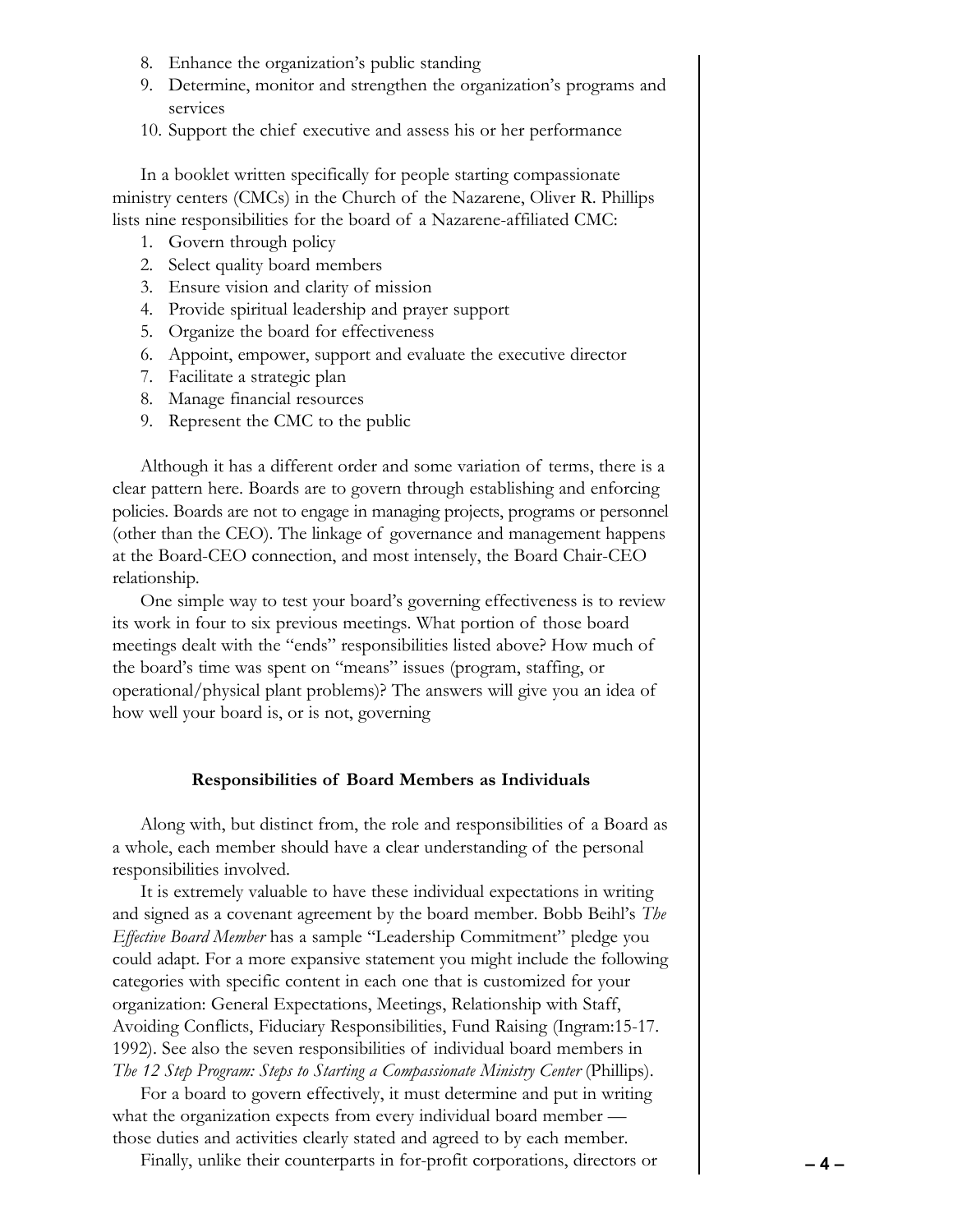8. Enhance the organization's public standing
9. Determine, monitor and strengthen the organization's programs and services
10. Support the chief executive and assess his or her performance

In a booklet written specifically for people starting compassionate ministry centers (CMCs) in the Church of the Nazarene, Oliver R. Phillips lists nine responsibilities for the board of a Nazarene-affiliated CMC:

1. Govern through policy
2. Select quality board members
3. Ensure vision and clarity of mission
4. Provide spiritual leadership and prayer support
5. Organize the board for effectiveness
6. Appoint, empower, support and evaluate the executive director
7. Facilitate a strategic plan
8. Manage financial resources
9. Represent the CMC to the public

Although it has a different order and some variation of terms, there is a clear pattern here. Boards are to govern through establishing and enforcing policies. Boards are not to engage in managing projects, programs or personnel (other than the CEO). The linkage of governance and management happens at the Board-CEO connection, and most intensely, the Board Chair-CEO relationship.

One simple way to test your board's governing effectiveness is to review its work in four to six previous meetings. What portion of those board meetings dealt with the "ends" responsibilities listed above? How much of the board's time was spent on "means" issues (program, staffing, or operational/physical plant problems)? The answers will give you an idea of how well your board is, or is not, governing

### Responsibilities of Board Members as Individuals

Along with, but distinct from, the role and responsibilities of a Board as a whole, each member should have a clear understanding of the personal responsibilities involved.

It is extremely valuable to have these individual expectations in writing and signed as a covenant agreement by the board member. Bobb Beihl's *The Effective Board Member* has a sample "Leadership Commitment" pledge you could adapt. For a more expansive statement you might include the following categories with specific content in each one that is customized for your organization: General Expectations, Meetings, Relationship with Staff, Avoiding Conflicts, Fiduciary Responsibilities, Fund Raising (Ingram:15-17. 1992). See also the seven responsibilities of individual board members in *The 12 Step Program: Steps to Starting a Compassionate Ministry Center* (Phillips).

For a board to govern effectively, it must determine and put in writing what the organization expects from every individual board member — those duties and activities clearly stated and agreed to by each member.

Finally, unlike their counterparts in for-profit corporations, directors or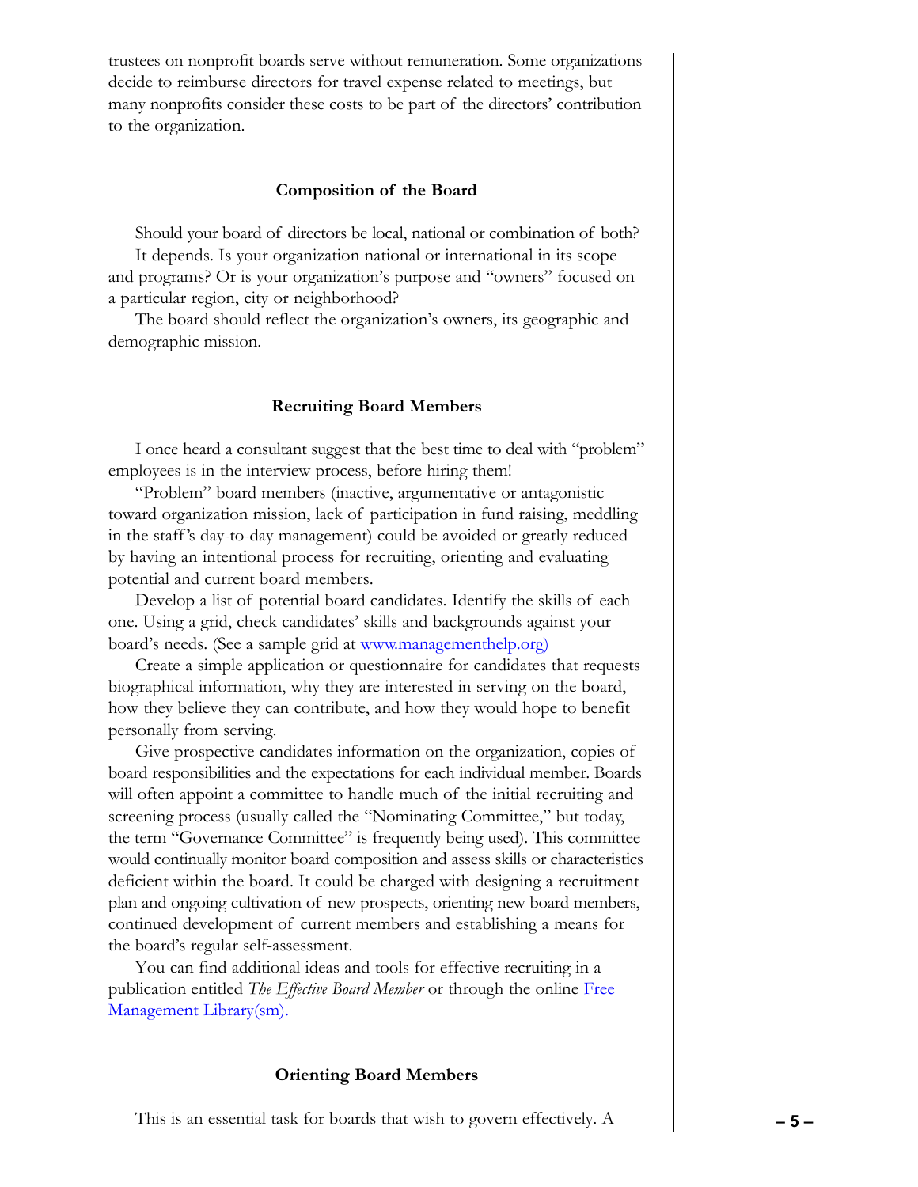trustees on nonprofit boards serve without remuneration. Some organizations decide to reimburse directors for travel expense related to meetings, but many nonprofits consider these costs to be part of the directors' contribution to the organization.

### Composition of the Board

Should your board of directors be local, national or combination of both?

It depends. Is your organization national or international in its scope and programs? Or is your organization's purpose and "owners" focused on a particular region, city or neighborhood?

The board should reflect the organization's owners, its geographic and demographic mission.

### Recruiting Board Members

I once heard a consultant suggest that the best time to deal with "problem" employees is in the interview process, before hiring them!

"Problem" board members (inactive, argumentative or antagonistic toward organization mission, lack of participation in fund raising, meddling in the staff's day-to-day management) could be avoided or greatly reduced by having an intentional process for recruiting, orienting and evaluating potential and current board members.

Develop a list of potential board candidates. Identify the skills of each one. Using a grid, check candidates' skills and backgrounds against your board's needs. (See a sample grid at www.managementhelp.org)

Create a simple application or questionnaire for candidates that requests biographical information, why they are interested in serving on the board, how they believe they can contribute, and how they would hope to benefit personally from serving.

Give prospective candidates information on the organization, copies of board responsibilities and the expectations for each individual member. Boards will often appoint a committee to handle much of the initial recruiting and screening process (usually called the "Nominating Committee," but today, the term "Governance Committee" is frequently being used). This committee would continually monitor board composition and assess skills or characteristics deficient within the board. It could be charged with designing a recruitment plan and ongoing cultivation of new prospects, orienting new board members, continued development of current members and establishing a means for the board's regular self-assessment.

You can find additional ideas and tools for effective recruiting in a publication entitled *The Effective Board Member* or through the online Free Management Library(sm).

### Orienting Board Members

This is an essential task for boards that wish to govern effectively. A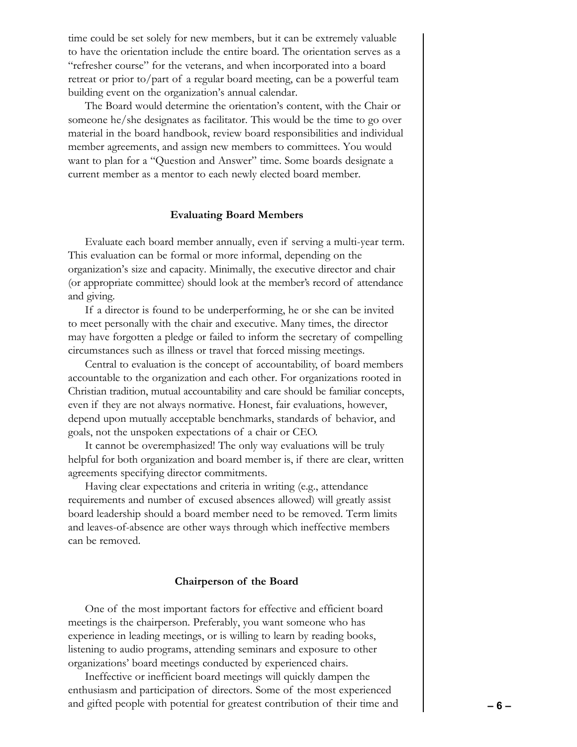time could be set solely for new members, but it can be extremely valuable to have the orientation include the entire board. The orientation serves as a "refresher course" for the veterans, and when incorporated into a board retreat or prior to/part of a regular board meeting, can be a powerful team building event on the organization's annual calendar.

The Board would determine the orientation's content, with the Chair or someone he/she designates as facilitator. This would be the time to go over material in the board handbook, review board responsibilities and individual member agreements, and assign new members to committees. You would want to plan for a "Question and Answer" time. Some boards designate a current member as a mentor to each newly elected board member.

### Evaluating Board Members

Evaluate each board member annually, even if serving a multi-year term. This evaluation can be formal or more informal, depending on the organization's size and capacity. Minimally, the executive director and chair (or appropriate committee) should look at the member's record of attendance and giving.

If a director is found to be underperforming, he or she can be invited to meet personally with the chair and executive. Many times, the director may have forgotten a pledge or failed to inform the secretary of compelling circumstances such as illness or travel that forced missing meetings.

Central to evaluation is the concept of accountability, of board members accountable to the organization and each other. For organizations rooted in Christian tradition, mutual accountability and care should be familiar concepts, even if they are not always normative. Honest, fair evaluations, however, depend upon mutually acceptable benchmarks, standards of behavior, and goals, not the unspoken expectations of a chair or CEO.

It cannot be overemphasized! The only way evaluations will be truly helpful for both organization and board member is, if there are clear, written agreements specifying director commitments.

Having clear expectations and criteria in writing (e.g., attendance requirements and number of excused absences allowed) will greatly assist board leadership should a board member need to be removed. Term limits and leaves-of-absence are other ways through which ineffective members can be removed.

### Chairperson of the Board

One of the most important factors for effective and efficient board meetings is the chairperson. Preferably, you want someone who has experience in leading meetings, or is willing to learn by reading books, listening to audio programs, attending seminars and exposure to other organizations' board meetings conducted by experienced chairs.

Ineffective or inefficient board meetings will quickly dampen the enthusiasm and participation of directors. Some of the most experienced and gifted people with potential for greatest contribution of their time and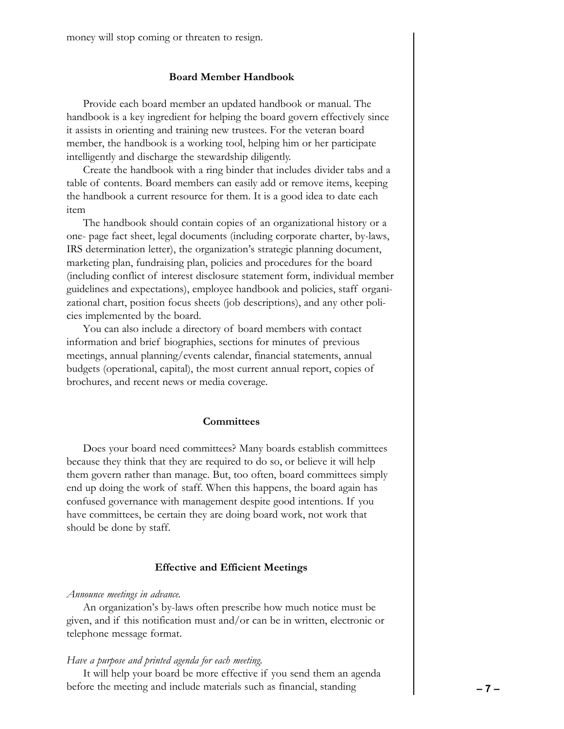money will stop coming or threaten to resign.

### Board Member Handbook

Provide each board member an updated handbook or manual. The handbook is a key ingredient for helping the board govern effectively since it assists in orienting and training new trustees. For the veteran board member, the handbook is a working tool, helping him or her participate intelligently and discharge the stewardship diligently.

Create the handbook with a ring binder that includes divider tabs and a table of contents. Board members can easily add or remove items, keeping the handbook a current resource for them. It is a good idea to date each item

The handbook should contain copies of an organizational history or a one- page fact sheet, legal documents (including corporate charter, by-laws, IRS determination letter), the organization's strategic planning document, marketing plan, fundraising plan, policies and procedures for the board (including conflict of interest disclosure statement form, individual member guidelines and expectations), employee handbook and policies, staff organizational chart, position focus sheets (job descriptions), and any other policies implemented by the board.

You can also include a directory of board members with contact information and brief biographies, sections for minutes of previous meetings, annual planning/events calendar, financial statements, annual budgets (operational, capital), the most current annual report, copies of brochures, and recent news or media coverage.

### Committees

Does your board need committees? Many boards establish committees because they think that they are required to do so, or believe it will help them govern rather than manage. But, too often, board committees simply end up doing the work of staff. When this happens, the board again has confused governance with management despite good intentions. If you have committees, be certain they are doing board work, not work that should be done by staff.

### Effective and Efficient Meetings

*Announce meetings in advance.*

An organization's by-laws often prescribe how much notice must be given, and if this notification must and/or can be in written, electronic or telephone message format.

*Have a purpose and printed agenda for each meeting.*

It will help your board be more effective if you send them an agenda before the meeting and include materials such as financial, standing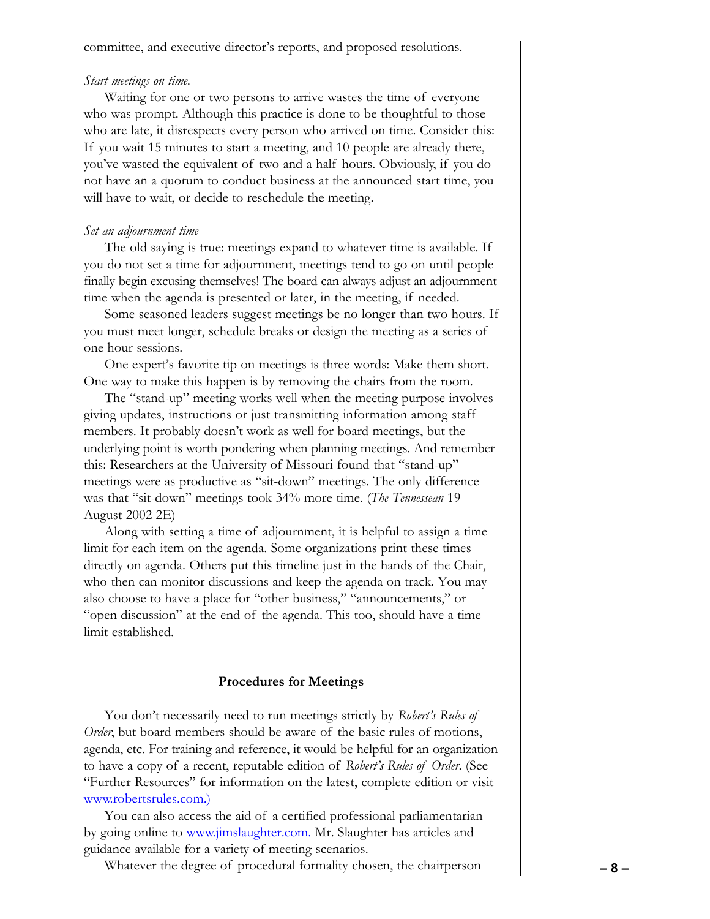committee, and executive director's reports, and proposed resolutions.

*Start meetings on time.*

Waiting for one or two persons to arrive wastes the time of everyone who was prompt. Although this practice is done to be thoughtful to those who are late, it disrespects every person who arrived on time. Consider this: If you wait 15 minutes to start a meeting, and 10 people are already there, you've wasted the equivalent of two and a half hours. Obviously, if you do not have an a quorum to conduct business at the announced start time, you will have to wait, or decide to reschedule the meeting.

*Set an adjournment time*

The old saying is true: meetings expand to whatever time is available. If you do not set a time for adjournment, meetings tend to go on until people finally begin excusing themselves! The board can always adjust an adjournment time when the agenda is presented or later, in the meeting, if needed.

Some seasoned leaders suggest meetings be no longer than two hours. If you must meet longer, schedule breaks or design the meeting as a series of one hour sessions.

One expert's favorite tip on meetings is three words: Make them short. One way to make this happen is by removing the chairs from the room.

The "stand-up" meeting works well when the meeting purpose involves giving updates, instructions or just transmitting information among staff members. It probably doesn't work as well for board meetings, but the underlying point is worth pondering when planning meetings. And remember this: Researchers at the University of Missouri found that "stand-up" meetings were as productive as "sit-down" meetings. The only difference was that "sit-down" meetings took 34% more time. (*The Tennessean* 19 August 2002 2E)

Along with setting a time of adjournment, it is helpful to assign a time limit for each item on the agenda. Some organizations print these times directly on agenda. Others put this timeline just in the hands of the Chair, who then can monitor discussions and keep the agenda on track. You may also choose to have a place for "other business," "announcements," or "open discussion" at the end of the agenda. This too, should have a time limit established.

## Procedures for Meetings

You don't necessarily need to run meetings strictly by *Robert's Rules of Order*, but board members should be aware of the basic rules of motions, agenda, etc. For training and reference, it would be helpful for an organization to have a copy of a recent, reputable edition of *Robert's Rules of Order*. (See "Further Resources" for information on the latest, complete edition or visit www.robertsrules.com.)

You can also access the aid of a certified professional parliamentarian by going online to www.jimslaughter.com. Mr. Slaughter has articles and guidance available for a variety of meeting scenarios.

Whatever the degree of procedural formality chosen, the chairperson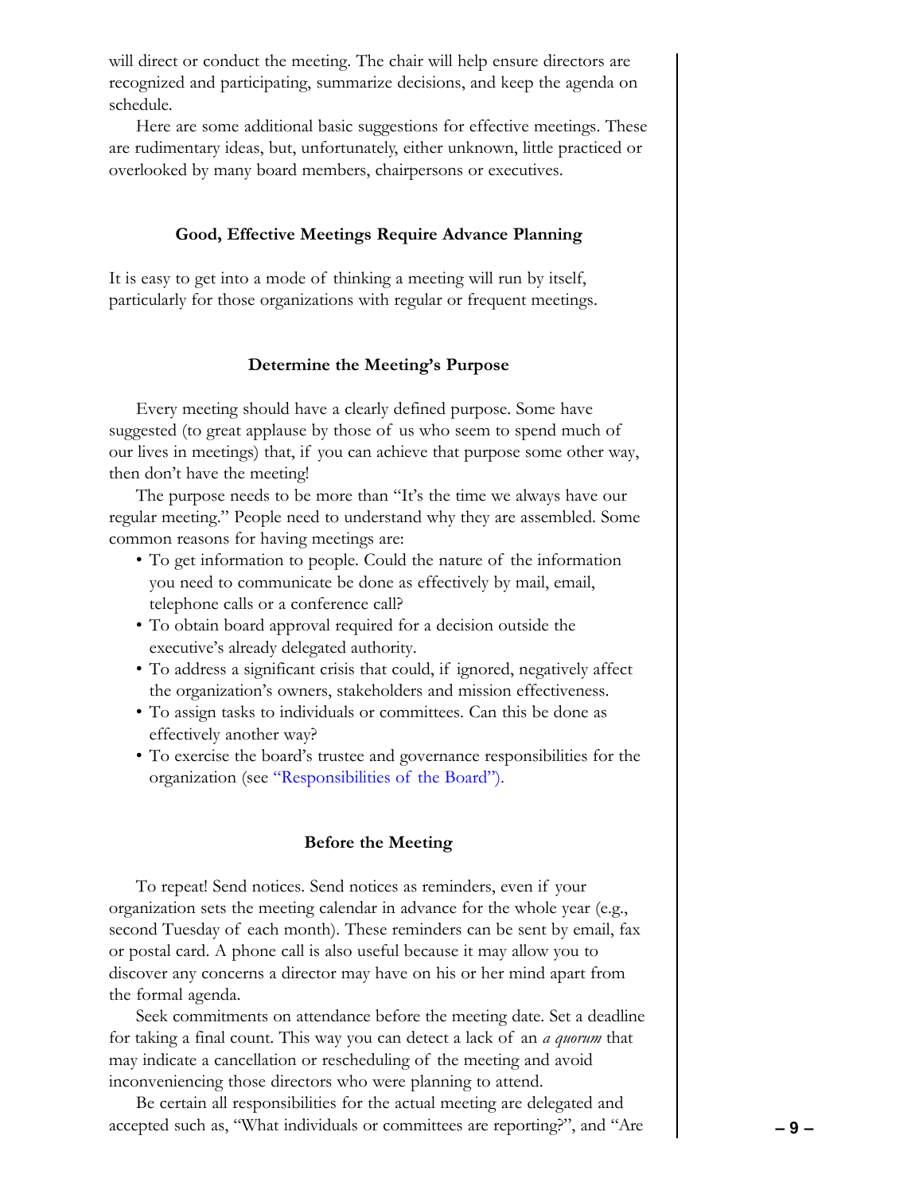will direct or conduct the meeting. The chair will help ensure directors are recognized and participating, summarize decisions, and keep the agenda on schedule.

Here are some additional basic suggestions for effective meetings. These are rudimentary ideas, but, unfortunately, either unknown, little practiced or overlooked by many board members, chairpersons or executives.

### Good, Effective Meetings Require Advance Planning

It is easy to get into a mode of thinking a meeting will run by itself, particularly for those organizations with regular or frequent meetings.

### Determine the Meeting's Purpose

Every meeting should have a clearly defined purpose. Some have suggested (to great applause by those of us who seem to spend much of our lives in meetings) that, if you can achieve that purpose some other way, then don't have the meeting!

The purpose needs to be more than "It's the time we always have our regular meeting." People need to understand why they are assembled. Some common reasons for having meetings are:

- To get information to people. Could the nature of the information you need to communicate be done as effectively by mail, email, telephone calls or a conference call?
- To obtain board approval required for a decision outside the executive's already delegated authority.
- To address a significant crisis that could, if ignored, negatively affect the organization's owners, stakeholders and mission effectiveness.
- To assign tasks to individuals or committees. Can this be done as effectively another way?
- To exercise the board's trustee and governance responsibilities for the organization (see "Responsibilities of the Board").

### Before the Meeting

To repeat! Send notices. Send notices as reminders, even if your organization sets the meeting calendar in advance for the whole year (e.g., second Tuesday of each month). These reminders can be sent by email, fax or postal card. A phone call is also useful because it may allow you to discover any concerns a director may have on his or her mind apart from the formal agenda.

Seek commitments on attendance before the meeting date. Set a deadline for taking a final count. This way you can detect a lack of an *a quorum* that may indicate a cancellation or rescheduling of the meeting and avoid inconveniencing those directors who were planning to attend.

Be certain all responsibilities for the actual meeting are delegated and accepted such as, "What individuals or committees are reporting?", and "Are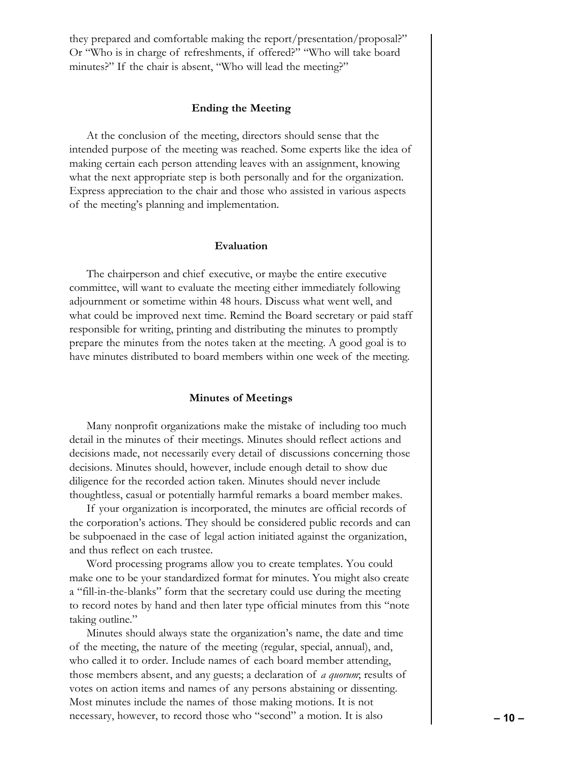they prepared and comfortable making the report/presentation/proposal?" Or "Who is in charge of refreshments, if offered?" "Who will take board minutes?" If the chair is absent, "Who will lead the meeting?"

### Ending the Meeting

At the conclusion of the meeting, directors should sense that the intended purpose of the meeting was reached. Some experts like the idea of making certain each person attending leaves with an assignment, knowing what the next appropriate step is both personally and for the organization. Express appreciation to the chair and those who assisted in various aspects of the meeting's planning and implementation.

### Evaluation

The chairperson and chief executive, or maybe the entire executive committee, will want to evaluate the meeting either immediately following adjournment or sometime within 48 hours. Discuss what went well, and what could be improved next time. Remind the Board secretary or paid staff responsible for writing, printing and distributing the minutes to promptly prepare the minutes from the notes taken at the meeting. A good goal is to have minutes distributed to board members within one week of the meeting.

### Minutes of Meetings

Many nonprofit organizations make the mistake of including too much detail in the minutes of their meetings. Minutes should reflect actions and decisions made, not necessarily every detail of discussions concerning those decisions. Minutes should, however, include enough detail to show due diligence for the recorded action taken. Minutes should never include thoughtless, casual or potentially harmful remarks a board member makes.

If your organization is incorporated, the minutes are official records of the corporation's actions. They should be considered public records and can be subpoenaed in the case of legal action initiated against the organization, and thus reflect on each trustee.

Word processing programs allow you to create templates. You could make one to be your standardized format for minutes. You might also create a "fill-in-the-blanks" form that the secretary could use during the meeting to record notes by hand and then later type official minutes from this "note taking outline."

Minutes should always state the organization's name, the date and time of the meeting, the nature of the meeting (regular, special, annual), and, who called it to order. Include names of each board member attending, those members absent, and any guests; a declaration of *a quorum*; results of votes on action items and names of any persons abstaining or dissenting. Most minutes include the names of those making motions. It is not necessary, however, to record those who "second" a motion. It is also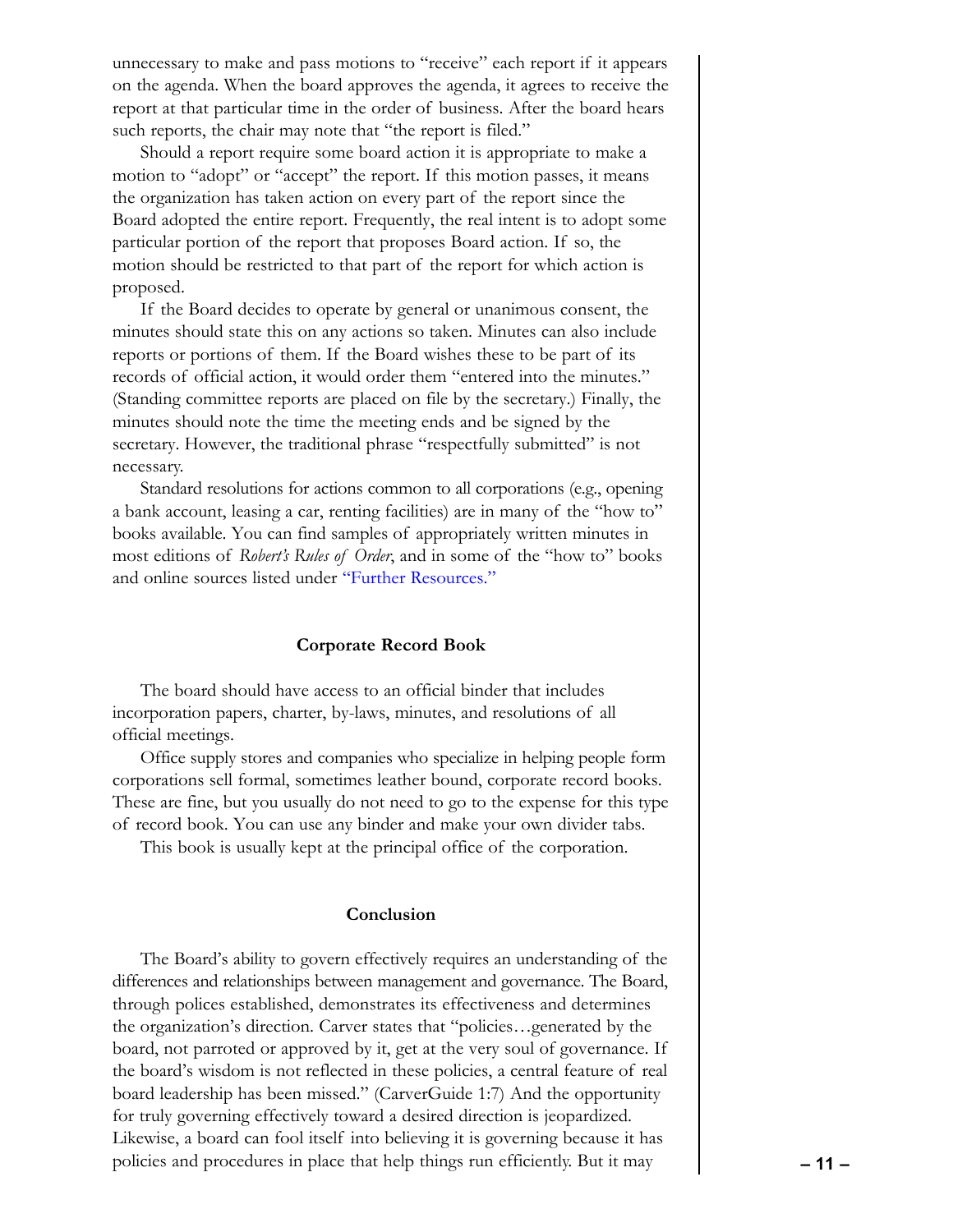unnecessary to make and pass motions to "receive" each report if it appears on the agenda. When the board approves the agenda, it agrees to receive the report at that particular time in the order of business. After the board hears such reports, the chair may note that "the report is filed."

Should a report require some board action it is appropriate to make a motion to "adopt" or "accept" the report. If this motion passes, it means the organization has taken action on every part of the report since the Board adopted the entire report. Frequently, the real intent is to adopt some particular portion of the report that proposes Board action. If so, the motion should be restricted to that part of the report for which action is proposed.

If the Board decides to operate by general or unanimous consent, the minutes should state this on any actions so taken. Minutes can also include reports or portions of them. If the Board wishes these to be part of its records of official action, it would order them "entered into the minutes." (Standing committee reports are placed on file by the secretary.) Finally, the minutes should note the time the meeting ends and be signed by the secretary. However, the traditional phrase "respectfully submitted" is not necessary.

Standard resolutions for actions common to all corporations (e.g., opening a bank account, leasing a car, renting facilities) are in many of the "how to" books available. You can find samples of appropriately written minutes in most editions of *Robert's Rules of Order*, and in some of the "how to" books and online sources listed under "Further Resources."

### Corporate Record Book

The board should have access to an official binder that includes incorporation papers, charter, by-laws, minutes, and resolutions of all official meetings.

Office supply stores and companies who specialize in helping people form corporations sell formal, sometimes leather bound, corporate record books. These are fine, but you usually do not need to go to the expense for this type of record book. You can use any binder and make your own divider tabs.

This book is usually kept at the principal office of the corporation.

### Conclusion

The Board's ability to govern effectively requires an understanding of the differences and relationships between management and governance. The Board, through polices established, demonstrates its effectiveness and determines the organization's direction. Carver states that "policies…generated by the board, not parroted or approved by it, get at the very soul of governance. If the board's wisdom is not reflected in these policies, a central feature of real board leadership has been missed." (CarverGuide 1:7) And the opportunity for truly governing effectively toward a desired direction is jeopardized. Likewise, a board can fool itself into believing it is governing because it has policies and procedures in place that help things run efficiently. But it may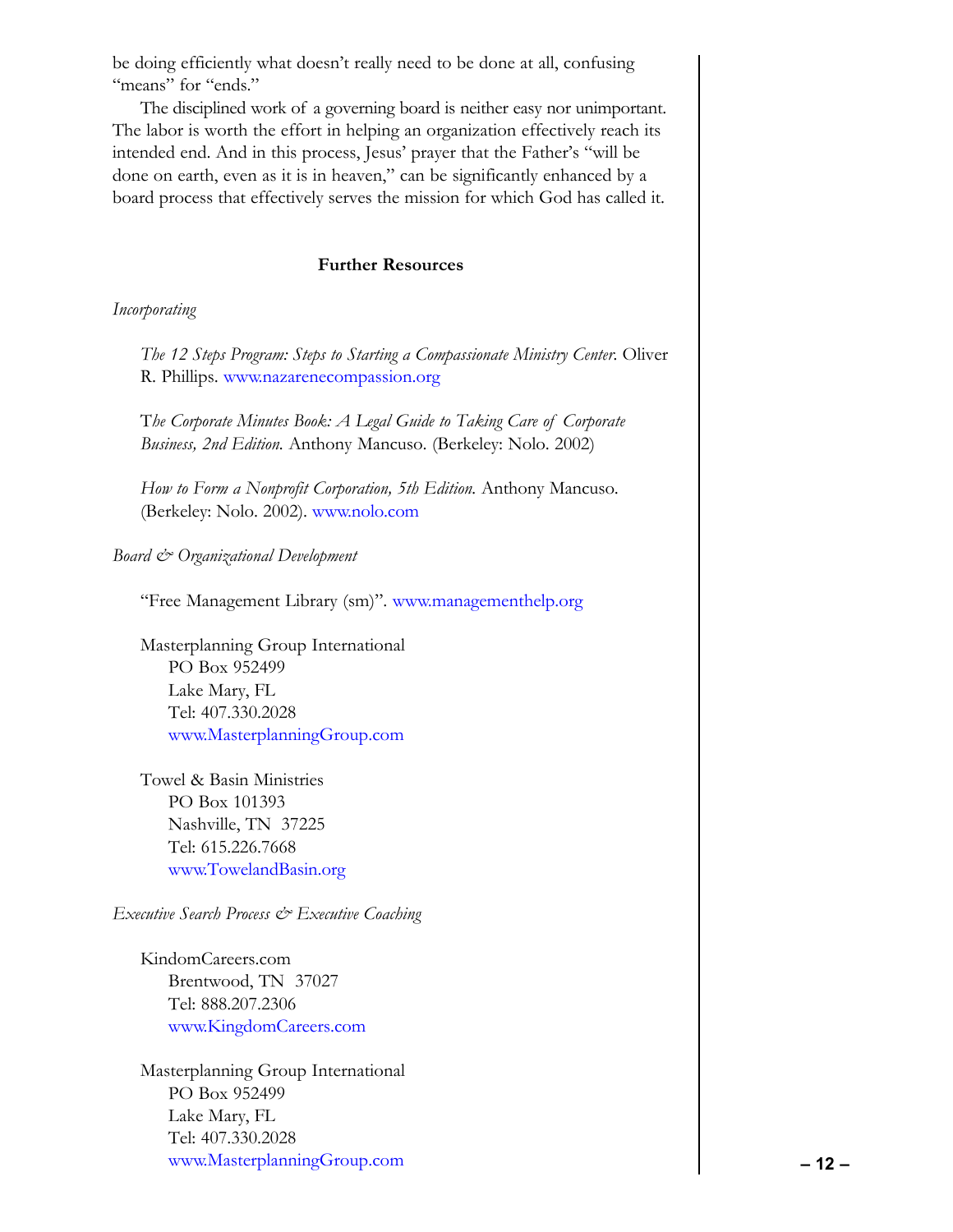be doing efficiently what doesn't really need to be done at all, confusing "means" for "ends."

The disciplined work of a governing board is neither easy nor unimportant. The labor is worth the effort in helping an organization effectively reach its intended end. And in this process, Jesus' prayer that the Father's "will be done on earth, even as it is in heaven," can be significantly enhanced by a board process that effectively serves the mission for which God has called it.

## Further Resources

*Incorporating*

*The 12 Steps Program: Steps to Starting a Compassionate Ministry Center.* Oliver R. Phillips. www.nazarenecompassion.org

*The Corporate Minutes Book: A Legal Guide to Taking Care of Corporate Business, 2nd Edition.* Anthony Mancuso. (Berkeley: Nolo. 2002)

*How to Form a Nonprofit Corporation, 5th Edition.* Anthony Mancuso. (Berkeley: Nolo. 2002). www.nolo.com

*Board & Organizational Development*

"Free Management Library (sm)". www.managementhelp.org

Masterplanning Group International
PO Box 952499
Lake Mary, FL
Tel: 407.330.2028
www.MasterplanningGroup.com

Towel & Basin Ministries
PO Box 101393
Nashville, TN 37225
Tel: 615.226.7668
www.TowelandBasin.org

*Executive Search Process & Executive Coaching*

KindomCareers.com
Brentwood, TN 37027
Tel: 888.207.2306
www.KingdomCareers.com

Masterplanning Group International
PO Box 952499
Lake Mary, FL
Tel: 407.330.2028
www.MasterplanningGroup.com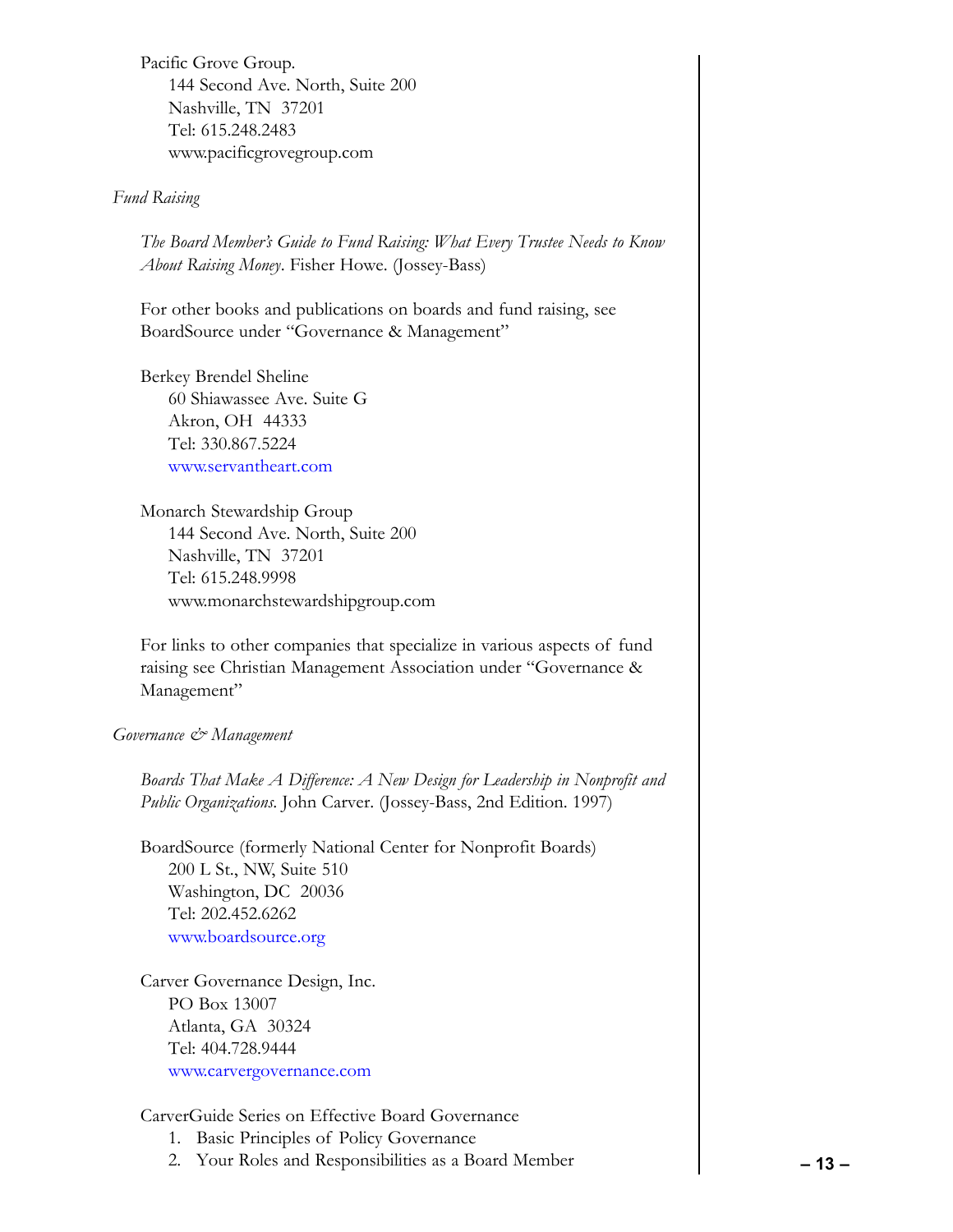Pacific Grove Group.
144 Second Ave. North, Suite 200
Nashville, TN 37201
Tel: 615.248.2483
www.pacificgrovegroup.com

*Fund Raising*

*The Board Member's Guide to Fund Raising: What Every Trustee Needs to Know About Raising Money*. Fisher Howe. (Jossey-Bass)

For other books and publications on boards and fund raising, see BoardSource under "Governance & Management"

Berkey Brendel Sheline
60 Shiawassee Ave. Suite G
Akron, OH 44333
Tel: 330.867.5224
www.servantheart.com

Monarch Stewardship Group
144 Second Ave. North, Suite 200
Nashville, TN 37201
Tel: 615.248.9998
www.monarchstewardshipgroup.com

For links to other companies that specialize in various aspects of fund raising see Christian Management Association under "Governance & Management"

*Governance & Management*

*Boards That Make A Difference: A New Design for Leadership in Nonprofit and Public Organizations*. John Carver. (Jossey-Bass, 2nd Edition. 1997)

BoardSource (formerly National Center for Nonprofit Boards)
200 L St., NW, Suite 510
Washington, DC 20036
Tel: 202.452.6262
www.boardsource.org

Carver Governance Design, Inc.
PO Box 13007
Atlanta, GA 30324
Tel: 404.728.9444
www.carvergovernance.com

CarverGuide Series on Effective Board Governance

1. Basic Principles of Policy Governance
2. Your Roles and Responsibilities as a Board Member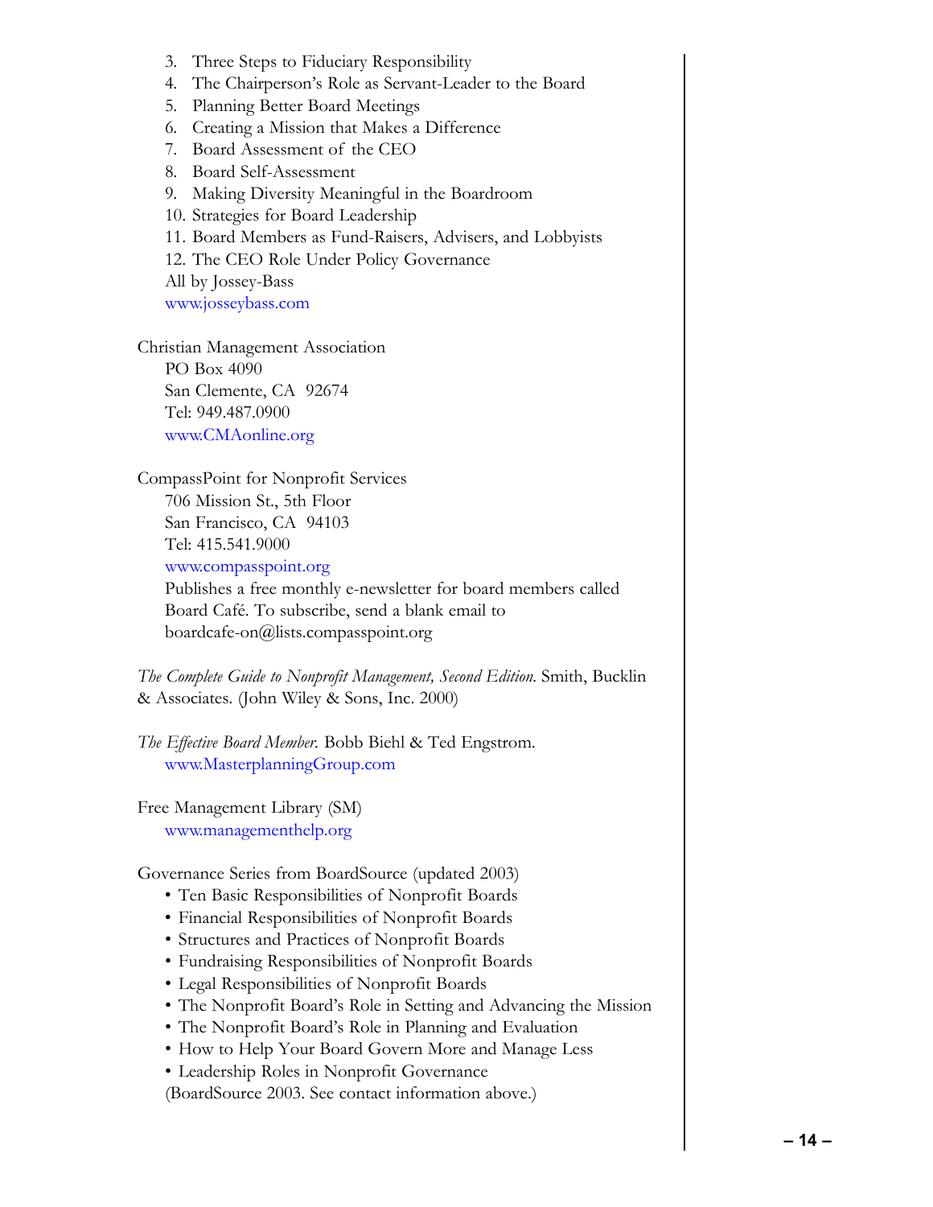3. Three Steps to Fiduciary Responsibility
4. The Chairperson's Role as Servant-Leader to the Board
5. Planning Better Board Meetings
6. Creating a Mission that Makes a Difference
7. Board Assessment of the CEO
8. Board Self-Assessment
9. Making Diversity Meaningful in the Boardroom
10. Strategies for Board Leadership
11. Board Members as Fund-Raisers, Advisers, and Lobbyists
12. The CEO Role Under Policy Governance

All by Jossey-Bass
www.josseybass.com

Christian Management Association
PO Box 4090
San Clemente, CA 92674
Tel: 949.487.0900
www.CMAonline.org

CompassPoint for Nonprofit Services
706 Mission St., 5th Floor
San Francisco, CA 94103
Tel: 415.541.9000
www.compasspoint.org
Publishes a free monthly e-newsletter for board members called Board Café. To subscribe, send a blank email to boardcafe-on@lists.compasspoint.org

*The Complete Guide to Nonprofit Management, Second Edition.* Smith, Bucklin & Associates. (John Wiley & Sons, Inc. 2000)

*The Effective Board Member.* Bobb Biehl & Ted Engstrom.
www.MasterplanningGroup.com

Free Management Library (SM)
www.managementhelp.org

Governance Series from BoardSource (updated 2003)

- Ten Basic Responsibilities of Nonprofit Boards
- Financial Responsibilities of Nonprofit Boards
- Structures and Practices of Nonprofit Boards
- Fundraising Responsibilities of Nonprofit Boards
- Legal Responsibilities of Nonprofit Boards
- The Nonprofit Board's Role in Setting and Advancing the Mission
- The Nonprofit Board's Role in Planning and Evaluation
- How to Help Your Board Govern More and Manage Less
- Leadership Roles in Nonprofit Governance

(BoardSource 2003. See contact information above.)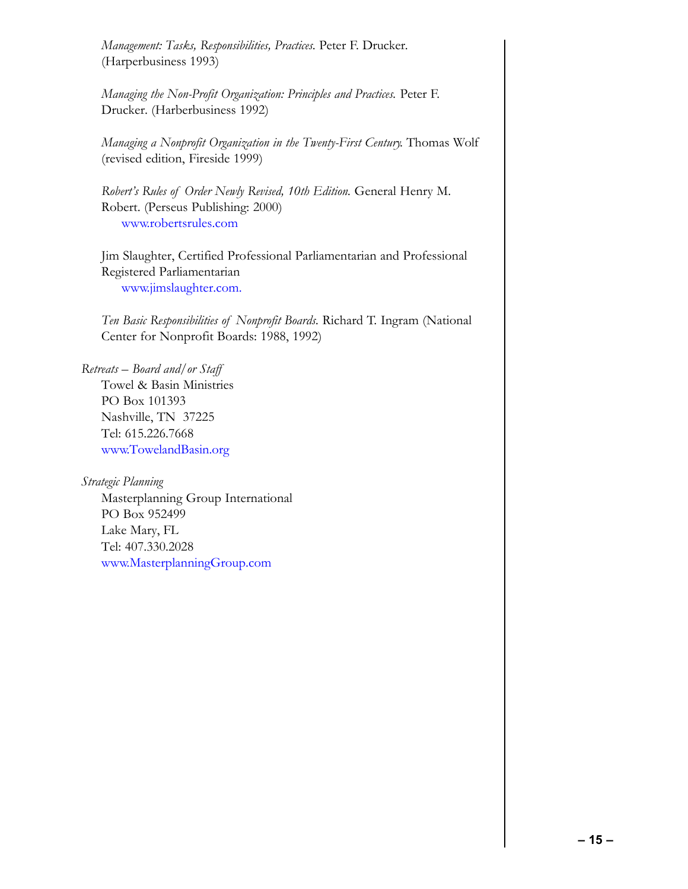*Management: Tasks, Responsibilities, Practices.* Peter F. Drucker. (Harperbusiness 1993)

*Managing the Non-Profit Organization: Principles and Practices.* Peter F. Drucker. (Harberbusiness 1992)

*Managing a Nonprofit Organization in the Twenty-First Century.* Thomas Wolf (revised edition, Fireside 1999)

*Robert's Rules of Order Newly Revised, 10th Edition.* General Henry M. Robert. (Perseus Publishing: 2000)
www.robertsrules.com

Jim Slaughter, Certified Professional Parliamentarian and Professional Registered Parliamentarian
www.jimslaughter.com.

*Ten Basic Responsibilities of Nonprofit Boards.* Richard T. Ingram (National Center for Nonprofit Boards: 1988, 1992)

*Retreats – Board and/or Staff*

Towel & Basin Ministries
PO Box 101393
Nashville, TN 37225
Tel: 615.226.7668
www.TowelandBasin.org

*Strategic Planning*

Masterplanning Group International
PO Box 952499
Lake Mary, FL
Tel: 407.330.2028
www.MasterplanningGroup.com